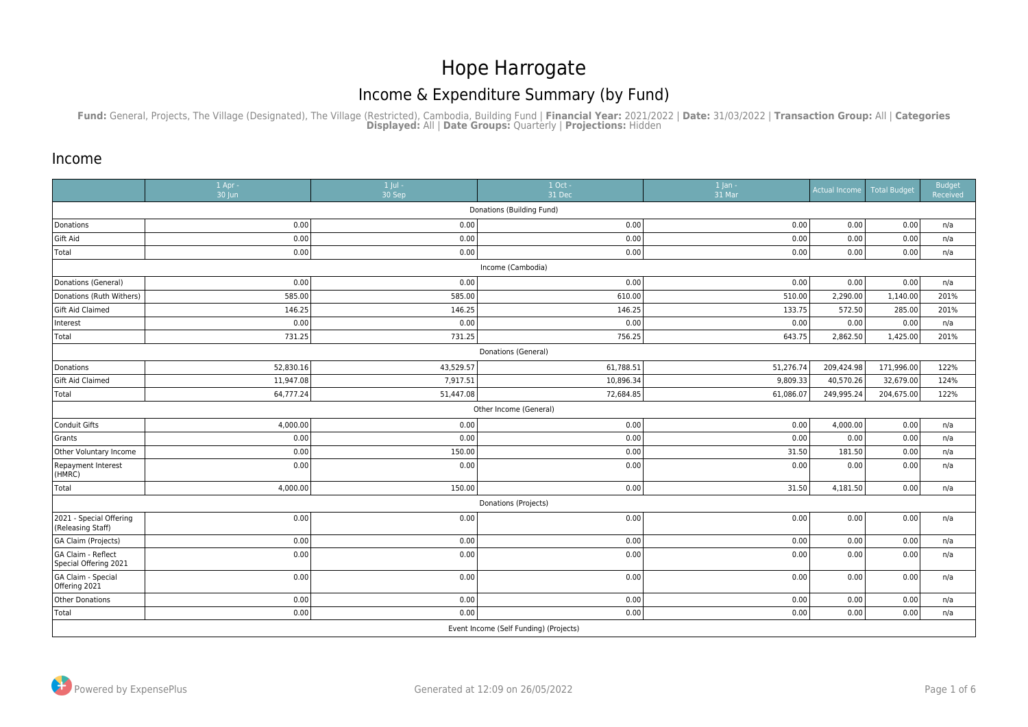# Hope Harrogate

## Income & Expenditure Summary (by Fund)

**Fund:** General, Projects, The Village (Designated), The Village (Restricted), Cambodia, Building Fund | **Financial Year:** 2021/2022 | **Date:** 31/03/2022 | **Transaction Group:** All | **Categories Displayed:** All | **Date Groups:** Quarterly | **Projections:** Hidden

## Income

| | 1 Apr - 30 Jun | 1 Jul - 30 Sep | 1 Oct - 31 Dec | 1 Jan - 31 Mar | Actual Income | Total Budget | Budget Received |
|---|---|---|---|---|---|---|---|
| Donations (Building Fund) | | | | | | | |
| Donations | 0.00 | 0.00 | 0.00 | 0.00 | 0.00 | 0.00 | n/a |
| Gift Aid | 0.00 | 0.00 | 0.00 | 0.00 | 0.00 | 0.00 | n/a |
| Total | 0.00 | 0.00 | 0.00 | 0.00 | 0.00 | 0.00 | n/a |
| Income (Cambodia) | | | | | | | |
| Donations (General) | 0.00 | 0.00 | 0.00 | 0.00 | 0.00 | 0.00 | n/a |
| Donations (Ruth Withers) | 585.00 | 585.00 | 610.00 | 510.00 | 2,290.00 | 1,140.00 | 201% |
| Gift Aid Claimed | 146.25 | 146.25 | 146.25 | 133.75 | 572.50 | 285.00 | 201% |
| Interest | 0.00 | 0.00 | 0.00 | 0.00 | 0.00 | 0.00 | n/a |
| Total | 731.25 | 731.25 | 756.25 | 643.75 | 2,862.50 | 1,425.00 | 201% |
| Donations (General) | | | | | | | |
| Donations | 52,830.16 | 43,529.57 | 61,788.51 | 51,276.74 | 209,424.98 | 171,996.00 | 122% |
| Gift Aid Claimed | 11,947.08 | 7,917.51 | 10,896.34 | 9,809.33 | 40,570.26 | 32,679.00 | 124% |
| Total | 64,777.24 | 51,447.08 | 72,684.85 | 61,086.07 | 249,995.24 | 204,675.00 | 122% |
| Other Income (General) | | | | | | | |
| Conduit Gifts | 4,000.00 | 0.00 | 0.00 | 0.00 | 4,000.00 | 0.00 | n/a |
| Grants | 0.00 | 0.00 | 0.00 | 0.00 | 0.00 | 0.00 | n/a |
| Other Voluntary Income | 0.00 | 150.00 | 0.00 | 31.50 | 181.50 | 0.00 | n/a |
| Repayment Interest (HMRC) | 0.00 | 0.00 | 0.00 | 0.00 | 0.00 | 0.00 | n/a |
| Total | 4,000.00 | 150.00 | 0.00 | 31.50 | 4,181.50 | 0.00 | n/a |
| Donations (Projects) | | | | | | | |
| 2021 - Special Offering (Releasing Staff) | 0.00 | 0.00 | 0.00 | 0.00 | 0.00 | 0.00 | n/a |
| GA Claim (Projects) | 0.00 | 0.00 | 0.00 | 0.00 | 0.00 | 0.00 | n/a |
| GA Claim - Reflect Special Offering 2021 | 0.00 | 0.00 | 0.00 | 0.00 | 0.00 | 0.00 | n/a |
| GA Claim - Special Offering 2021 | 0.00 | 0.00 | 0.00 | 0.00 | 0.00 | 0.00 | n/a |
| Other Donations | 0.00 | 0.00 | 0.00 | 0.00 | 0.00 | 0.00 | n/a |
| Total | 0.00 | 0.00 | 0.00 | 0.00 | 0.00 | 0.00 | n/a |
| Event Income (Self Funding) (Projects) | | | | | | | |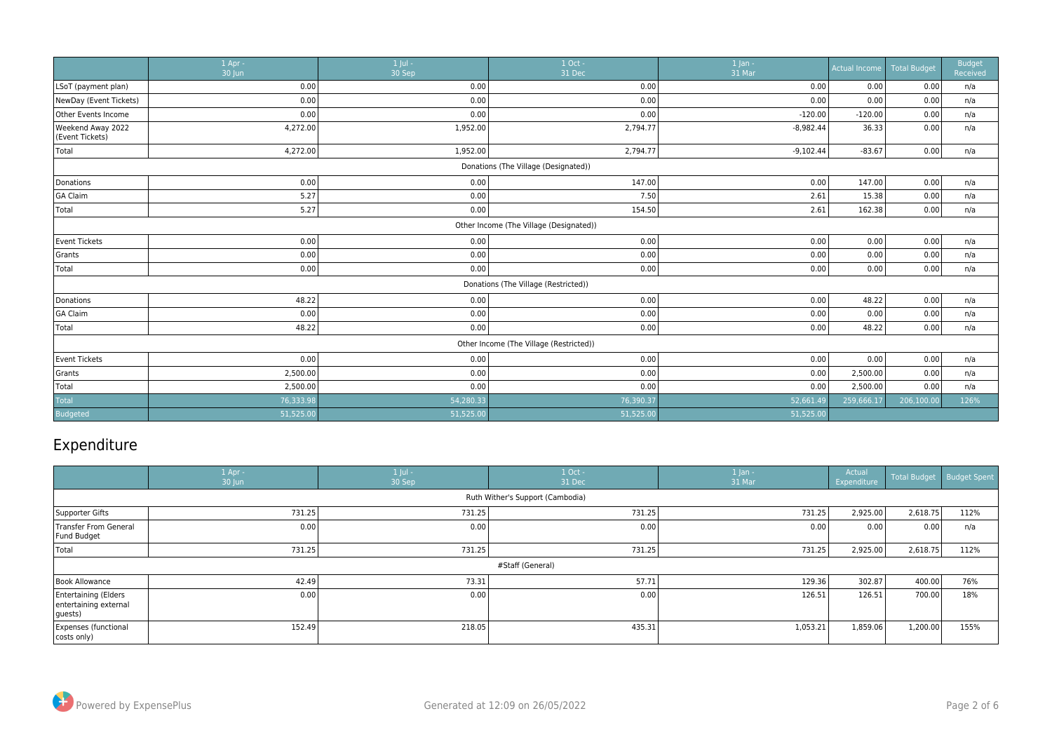| | 1 Apr - 30 Jun | 1 Jul - 30 Sep | 1 Oct - 31 Dec | 1 Jan - 31 Mar | Actual Income | Total Budget | Budget Received |
|---|---|---|---|---|---|---|---|
| LSoT (payment plan) | 0.00 | 0.00 | 0.00 | 0.00 | 0.00 | 0.00 | n/a |
| NewDay (Event Tickets) | 0.00 | 0.00 | 0.00 | 0.00 | 0.00 | 0.00 | n/a |
| Other Events Income | 0.00 | 0.00 | 0.00 | -120.00 | -120.00 | 0.00 | n/a |
| Weekend Away 2022 (Event Tickets) | 4,272.00 | 1,952.00 | 2,794.77 | -8,982.44 | 36.33 | 0.00 | n/a |
| Total | 4,272.00 | 1,952.00 | 2,794.77 | -9,102.44 | -83.67 | 0.00 | n/a |
| Donations (The Village (Designated)) | | | | | | | |
| Donations | 0.00 | 0.00 | 147.00 | 0.00 | 147.00 | 0.00 | n/a |
| GA Claim | 5.27 | 0.00 | 7.50 | 2.61 | 15.38 | 0.00 | n/a |
| Total | 5.27 | 0.00 | 154.50 | 2.61 | 162.38 | 0.00 | n/a |
| Other Income (The Village (Designated)) | | | | | | | |
| Event Tickets | 0.00 | 0.00 | 0.00 | 0.00 | 0.00 | 0.00 | n/a |
| Grants | 0.00 | 0.00 | 0.00 | 0.00 | 0.00 | 0.00 | n/a |
| Total | 0.00 | 0.00 | 0.00 | 0.00 | 0.00 | 0.00 | n/a |
| Donations (The Village (Restricted)) | | | | | | | |
| Donations | 48.22 | 0.00 | 0.00 | 0.00 | 48.22 | 0.00 | n/a |
| GA Claim | 0.00 | 0.00 | 0.00 | 0.00 | 0.00 | 0.00 | n/a |
| Total | 48.22 | 0.00 | 0.00 | 0.00 | 48.22 | 0.00 | n/a |
| Other Income (The Village (Restricted)) | | | | | | | |
| Event Tickets | 0.00 | 0.00 | 0.00 | 0.00 | 0.00 | 0.00 | n/a |
| Grants | 2,500.00 | 0.00 | 0.00 | 0.00 | 2,500.00 | 0.00 | n/a |
| Total | 2,500.00 | 0.00 | 0.00 | 0.00 | 2,500.00 | 0.00 | n/a |
| Total | 76,333.98 | 54,280.33 | 76,390.37 | 52,661.49 | 259,666.17 | 206,100.00 | 126% |
| Budgeted | 51,525.00 | 51,525.00 | 51,525.00 | 51,525.00 | | | |

# Expenditure

| | 1 Apr - 30 Jun | 1 Jul - 30 Sep | 1 Oct - 31 Dec | 1 Jan - 31 Mar | Actual Expenditure | Total Budget | Budget Spent |
|---|---|---|---|---|---|---|---|
| Ruth Wither's Support (Cambodia) | | | | | | | |
| Supporter Gifts | 731.25 | 731.25 | 731.25 | 731.25 | 2,925.00 | 2,618.75 | 112% |
| Transfer From General Fund Budget | 0.00 | 0.00 | 0.00 | 0.00 | 0.00 | 0.00 | n/a |
| Total | 731.25 | 731.25 | 731.25 | 731.25 | 2,925.00 | 2,618.75 | 112% |
| #Staff (General) | | | | | | | |
| Book Allowance | 42.49 | 73.31 | 57.71 | 129.36 | 302.87 | 400.00 | 76% |
| Entertaining (Elders entertaining external guests) | 0.00 | 0.00 | 0.00 | 126.51 | 126.51 | 700.00 | 18% |
| Expenses (functional costs only) | 152.49 | 218.05 | 435.31 | 1,053.21 | 1,859.06 | 1,200.00 | 155% |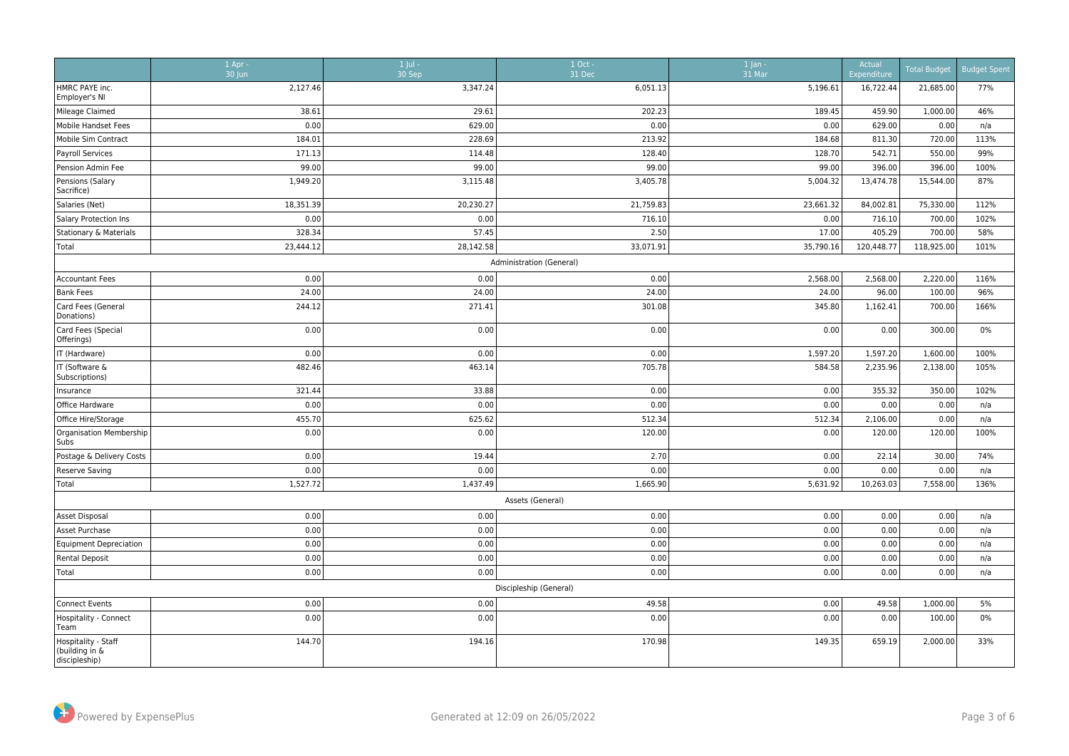| | 1 Apr - 30 Jun | 1 Jul - 30 Sep | 1 Oct - 31 Dec | 1 Jan - 31 Mar | Actual Expenditure | Total Budget | Budget Spent |
|---|---|---|---|---|---|---|---|
| HMRC PAYE inc. Employer's NI | 2,127.46 | 3,347.24 | 6,051.13 | 5,196.61 | 16,722.44 | 21,685.00 | 77% |
| Mileage Claimed | 38.61 | 29.61 | 202.23 | 189.45 | 459.90 | 1,000.00 | 46% |
| Mobile Handset Fees | 0.00 | 629.00 | 0.00 | 0.00 | 629.00 | 0.00 | n/a |
| Mobile Sim Contract | 184.01 | 228.69 | 213.92 | 184.68 | 811.30 | 720.00 | 113% |
| Payroll Services | 171.13 | 114.48 | 128.40 | 128.70 | 542.71 | 550.00 | 99% |
| Pension Admin Fee | 99.00 | 99.00 | 99.00 | 99.00 | 396.00 | 396.00 | 100% |
| Pensions (Salary Sacrifice) | 1,949.20 | 3,115.48 | 3,405.78 | 5,004.32 | 13,474.78 | 15,544.00 | 87% |
| Salaries (Net) | 18,351.39 | 20,230.27 | 21,759.83 | 23,661.32 | 84,002.81 | 75,330.00 | 112% |
| Salary Protection Ins | 0.00 | 0.00 | 716.10 | 0.00 | 716.10 | 700.00 | 102% |
| Stationary & Materials | 328.34 | 57.45 | 2.50 | 17.00 | 405.29 | 700.00 | 58% |
| Total | 23,444.12 | 28,142.58 | 33,071.91 | 35,790.16 | 120,448.77 | 118,925.00 | 101% |
| | | | Administration (General) | | | | |
| Accountant Fees | 0.00 | 0.00 | 0.00 | 2,568.00 | 2,568.00 | 2,220.00 | 116% |
| Bank Fees | 24.00 | 24.00 | 24.00 | 24.00 | 96.00 | 100.00 | 96% |
| Card Fees (General Donations) | 244.12 | 271.41 | 301.08 | 345.80 | 1,162.41 | 700.00 | 166% |
| Card Fees (Special Offerings) | 0.00 | 0.00 | 0.00 | 0.00 | 0.00 | 300.00 | 0% |
| IT (Hardware) | 0.00 | 0.00 | 0.00 | 1,597.20 | 1,597.20 | 1,600.00 | 100% |
| IT (Software & Subscriptions) | 482.46 | 463.14 | 705.78 | 584.58 | 2,235.96 | 2,138.00 | 105% |
| Insurance | 321.44 | 33.88 | 0.00 | 0.00 | 355.32 | 350.00 | 102% |
| Office Hardware | 0.00 | 0.00 | 0.00 | 0.00 | 0.00 | 0.00 | n/a |
| Office Hire/Storage | 455.70 | 625.62 | 512.34 | 512.34 | 2,106.00 | 0.00 | n/a |
| Organisation Membership Subs | 0.00 | 0.00 | 120.00 | 0.00 | 120.00 | 120.00 | 100% |
| Postage & Delivery Costs | 0.00 | 19.44 | 2.70 | 0.00 | 22.14 | 30.00 | 74% |
| Reserve Saving | 0.00 | 0.00 | 0.00 | 0.00 | 0.00 | 0.00 | n/a |
| Total | 1,527.72 | 1,437.49 | 1,665.90 | 5,631.92 | 10,263.03 | 7,558.00 | 136% |
| | | | Assets (General) | | | | |
| Asset Disposal | 0.00 | 0.00 | 0.00 | 0.00 | 0.00 | 0.00 | n/a |
| Asset Purchase | 0.00 | 0.00 | 0.00 | 0.00 | 0.00 | 0.00 | n/a |
| Equipment Depreciation | 0.00 | 0.00 | 0.00 | 0.00 | 0.00 | 0.00 | n/a |
| Rental Deposit | 0.00 | 0.00 | 0.00 | 0.00 | 0.00 | 0.00 | n/a |
| Total | 0.00 | 0.00 | 0.00 | 0.00 | 0.00 | 0.00 | n/a |
| | | | Discipleship (General) | | | | |
| Connect Events | 0.00 | 0.00 | 49.58 | 0.00 | 49.58 | 1,000.00 | 5% |
| Hospitality - Connect Team | 0.00 | 0.00 | 0.00 | 0.00 | 0.00 | 100.00 | 0% |
| Hospitality - Staff (building in & discipleship) | 144.70 | 194.16 | 170.98 | 149.35 | 659.19 | 2,000.00 | 33% |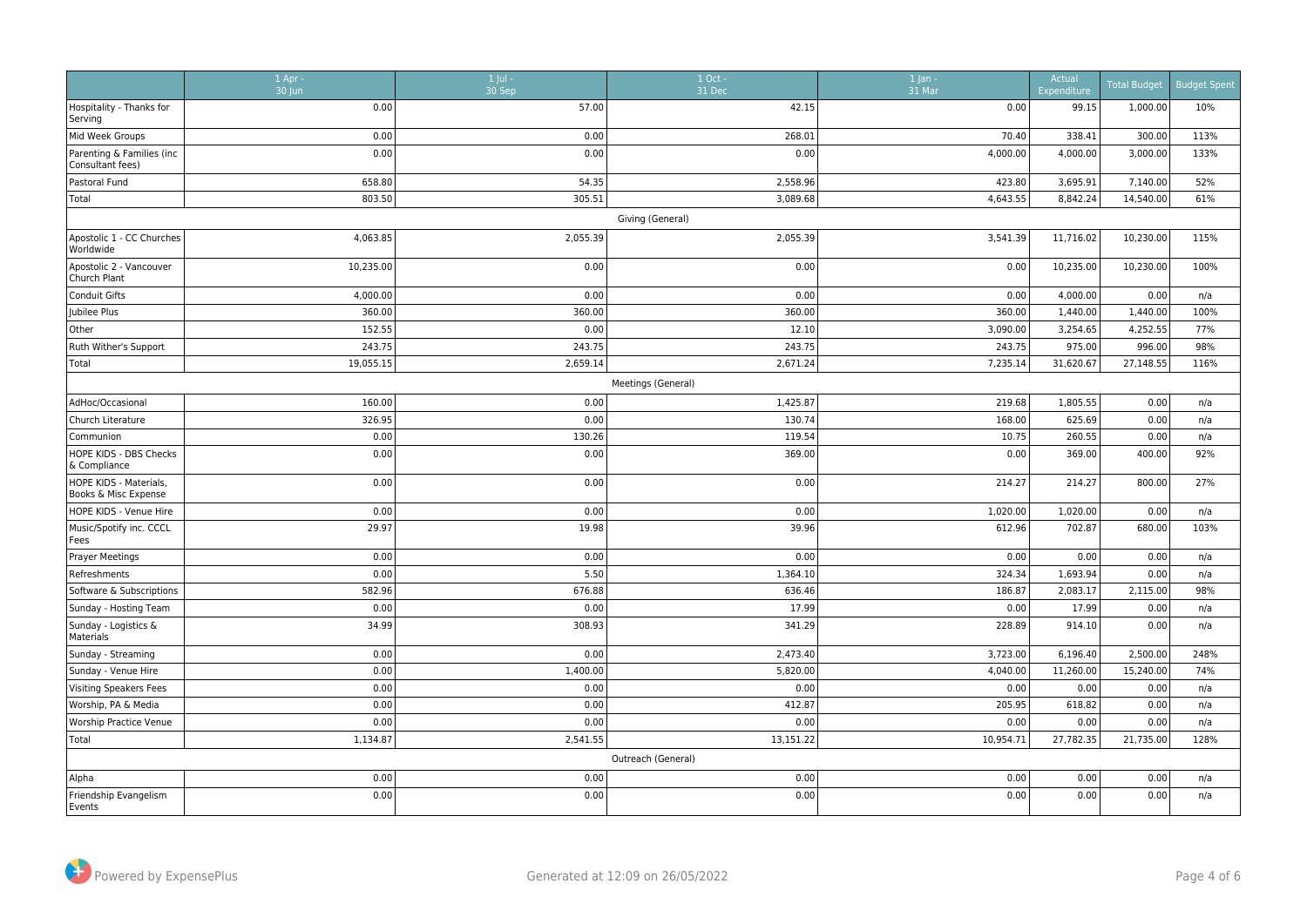| | 1 Apr - 30 Jun | 1 Jul - 30 Sep | 1 Oct - 31 Dec | 1 Jan - 31 Mar | Actual Expenditure | Total Budget | Budget Spent |
|---|---|---|---|---|---|---|---|
| Hospitality - Thanks for Serving | 0.00 | 57.00 | 42.15 | 0.00 | 99.15 | 1,000.00 | 10% |
| Mid Week Groups | 0.00 | 0.00 | 268.01 | 70.40 | 338.41 | 300.00 | 113% |
| Parenting & Families (inc Consultant fees) | 0.00 | 0.00 | 0.00 | 4,000.00 | 4,000.00 | 3,000.00 | 133% |
| Pastoral Fund | 658.80 | 54.35 | 2,558.96 | 423.80 | 3,695.91 | 7,140.00 | 52% |
| Total | 803.50 | 305.51 | 3,089.68 | 4,643.55 | 8,842.24 | 14,540.00 | 61% |
| Giving (General) | | | | | | | |
| Apostolic 1 - CC Churches Worldwide | 4,063.85 | 2,055.39 | 2,055.39 | 3,541.39 | 11,716.02 | 10,230.00 | 115% |
| Apostolic 2 - Vancouver Church Plant | 10,235.00 | 0.00 | 0.00 | 0.00 | 10,235.00 | 10,230.00 | 100% |
| Conduit Gifts | 4,000.00 | 0.00 | 0.00 | 0.00 | 4,000.00 | 0.00 | n/a |
| Jubilee Plus | 360.00 | 360.00 | 360.00 | 360.00 | 1,440.00 | 1,440.00 | 100% |
| Other | 152.55 | 0.00 | 12.10 | 3,090.00 | 3,254.65 | 4,252.55 | 77% |
| Ruth Wither's Support | 243.75 | 243.75 | 243.75 | 243.75 | 975.00 | 996.00 | 98% |
| Total | 19,055.15 | 2,659.14 | 2,671.24 | 7,235.14 | 31,620.67 | 27,148.55 | 116% |
| Meetings (General) | | | | | | | |
| AdHoc/Occasional | 160.00 | 0.00 | 1,425.87 | 219.68 | 1,805.55 | 0.00 | n/a |
| Church Literature | 326.95 | 0.00 | 130.74 | 168.00 | 625.69 | 0.00 | n/a |
| Communion | 0.00 | 130.26 | 119.54 | 10.75 | 260.55 | 0.00 | n/a |
| HOPE KIDS - DBS Checks & Compliance | 0.00 | 0.00 | 369.00 | 0.00 | 369.00 | 400.00 | 92% |
| HOPE KIDS - Materials, Books & Misc Expense | 0.00 | 0.00 | 0.00 | 214.27 | 214.27 | 800.00 | 27% |
| HOPE KIDS - Venue Hire | 0.00 | 0.00 | 0.00 | 1,020.00 | 1,020.00 | 0.00 | n/a |
| Music/Spotify inc. CCCL Fees | 29.97 | 19.98 | 39.96 | 612.96 | 702.87 | 680.00 | 103% |
| Prayer Meetings | 0.00 | 0.00 | 0.00 | 0.00 | 0.00 | 0.00 | n/a |
| Refreshments | 0.00 | 5.50 | 1,364.10 | 324.34 | 1,693.94 | 0.00 | n/a |
| Software & Subscriptions | 582.96 | 676.88 | 636.46 | 186.87 | 2,083.17 | 2,115.00 | 98% |
| Sunday - Hosting Team | 0.00 | 0.00 | 17.99 | 0.00 | 17.99 | 0.00 | n/a |
| Sunday - Logistics & Materials | 34.99 | 308.93 | 341.29 | 228.89 | 914.10 | 0.00 | n/a |
| Sunday - Streaming | 0.00 | 0.00 | 2,473.40 | 3,723.00 | 6,196.40 | 2,500.00 | 248% |
| Sunday - Venue Hire | 0.00 | 1,400.00 | 5,820.00 | 4,040.00 | 11,260.00 | 15,240.00 | 74% |
| Visiting Speakers Fees | 0.00 | 0.00 | 0.00 | 0.00 | 0.00 | 0.00 | n/a |
| Worship, PA & Media | 0.00 | 0.00 | 412.87 | 205.95 | 618.82 | 0.00 | n/a |
| Worship Practice Venue | 0.00 | 0.00 | 0.00 | 0.00 | 0.00 | 0.00 | n/a |
| Total | 1,134.87 | 2,541.55 | 13,151.22 | 10,954.71 | 27,782.35 | 21,735.00 | 128% |
| Outreach (General) | | | | | | | |
| Alpha | 0.00 | 0.00 | 0.00 | 0.00 | 0.00 | 0.00 | n/a |
| Friendship Evangelism Events | 0.00 | 0.00 | 0.00 | 0.00 | 0.00 | 0.00 | n/a |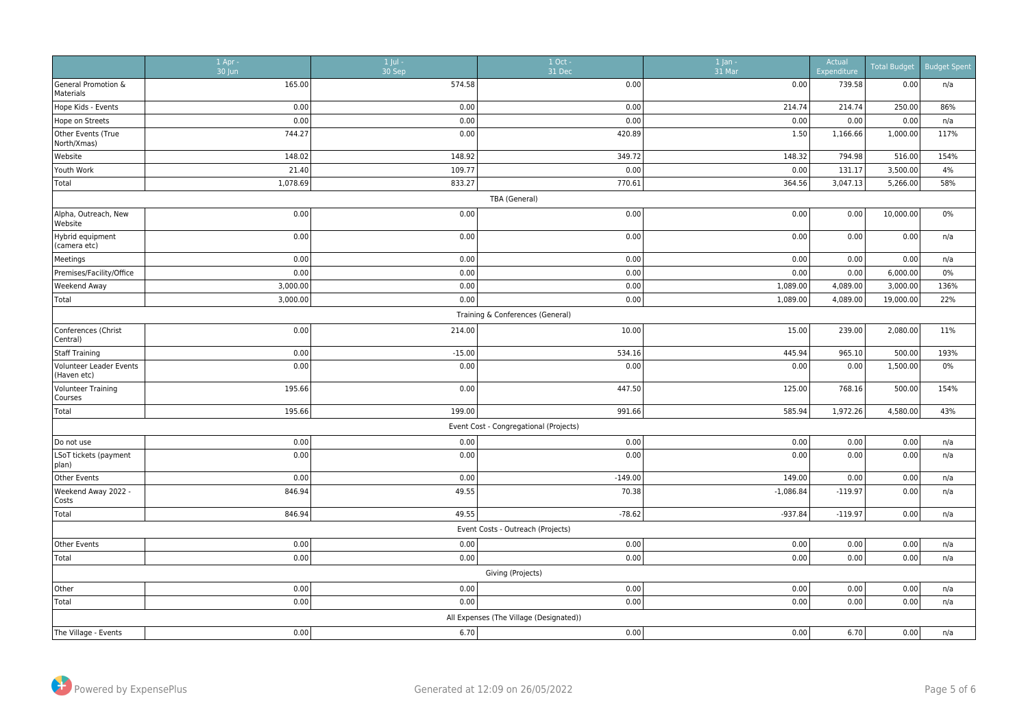| | 1 Apr - 30 Jun | 1 Jul - 30 Sep | 1 Oct - 31 Dec | 1 Jan - 31 Mar | Actual Expenditure | Total Budget | Budget Spent |
|---|---|---|---|---|---|---|---|
| General Promotion & Materials | 165.00 | 574.58 | 0.00 | 0.00 | 739.58 | 0.00 | n/a |
| Hope Kids - Events | 0.00 | 0.00 | 0.00 | 214.74 | 214.74 | 250.00 | 86% |
| Hope on Streets | 0.00 | 0.00 | 0.00 | 0.00 | 0.00 | 0.00 | n/a |
| Other Events (True North/Xmas) | 744.27 | 0.00 | 420.89 | 1.50 | 1,166.66 | 1,000.00 | 117% |
| Website | 148.02 | 148.92 | 349.72 | 148.32 | 794.98 | 516.00 | 154% |
| Youth Work | 21.40 | 109.77 | 0.00 | 0.00 | 131.17 | 3,500.00 | 4% |
| Total | 1,078.69 | 833.27 | 770.61 | 364.56 | 3,047.13 | 5,266.00 | 58% |
| TBA (General) | | | | | | | |
| Alpha, Outreach, New Website | 0.00 | 0.00 | 0.00 | 0.00 | 0.00 | 10,000.00 | 0% |
| Hybrid equipment (camera etc) | 0.00 | 0.00 | 0.00 | 0.00 | 0.00 | 0.00 | n/a |
| Meetings | 0.00 | 0.00 | 0.00 | 0.00 | 0.00 | 0.00 | n/a |
| Premises/Facility/Office | 0.00 | 0.00 | 0.00 | 0.00 | 0.00 | 6,000.00 | 0% |
| Weekend Away | 3,000.00 | 0.00 | 0.00 | 1,089.00 | 4,089.00 | 3,000.00 | 136% |
| Total | 3,000.00 | 0.00 | 0.00 | 1,089.00 | 4,089.00 | 19,000.00 | 22% |
| Training & Conferences (General) | | | | | | | |
| Conferences (Christ Central) | 0.00 | 214.00 | 10.00 | 15.00 | 239.00 | 2,080.00 | 11% |
| Staff Training | 0.00 | -15.00 | 534.16 | 445.94 | 965.10 | 500.00 | 193% |
| Volunteer Leader Events (Haven etc) | 0.00 | 0.00 | 0.00 | 0.00 | 0.00 | 1,500.00 | 0% |
| Volunteer Training Courses | 195.66 | 0.00 | 447.50 | 125.00 | 768.16 | 500.00 | 154% |
| Total | 195.66 | 199.00 | 991.66 | 585.94 | 1,972.26 | 4,580.00 | 43% |
| Event Cost - Congregational (Projects) | | | | | | | |
| Do not use | 0.00 | 0.00 | 0.00 | 0.00 | 0.00 | 0.00 | n/a |
| LSoT tickets (payment plan) | 0.00 | 0.00 | 0.00 | 0.00 | 0.00 | 0.00 | n/a |
| Other Events | 0.00 | 0.00 | -149.00 | 149.00 | 0.00 | 0.00 | n/a |
| Weekend Away 2022 - Costs | 846.94 | 49.55 | 70.38 | -1,086.84 | -119.97 | 0.00 | n/a |
| Total | 846.94 | 49.55 | -78.62 | -937.84 | -119.97 | 0.00 | n/a |
| Event Costs - Outreach (Projects) | | | | | | | |
| Other Events | 0.00 | 0.00 | 0.00 | 0.00 | 0.00 | 0.00 | n/a |
| Total | 0.00 | 0.00 | 0.00 | 0.00 | 0.00 | 0.00 | n/a |
| Giving (Projects) | | | | | | | |
| Other | 0.00 | 0.00 | 0.00 | 0.00 | 0.00 | 0.00 | n/a |
| Total | 0.00 | 0.00 | 0.00 | 0.00 | 0.00 | 0.00 | n/a |
| All Expenses (The Village (Designated)) | | | | | | | |
| The Village - Events | 0.00 | 6.70 | 0.00 | 0.00 | 6.70 | 0.00 | n/a |

Powered by ExpensePlus

Generated at 12:09 on 26/05/2022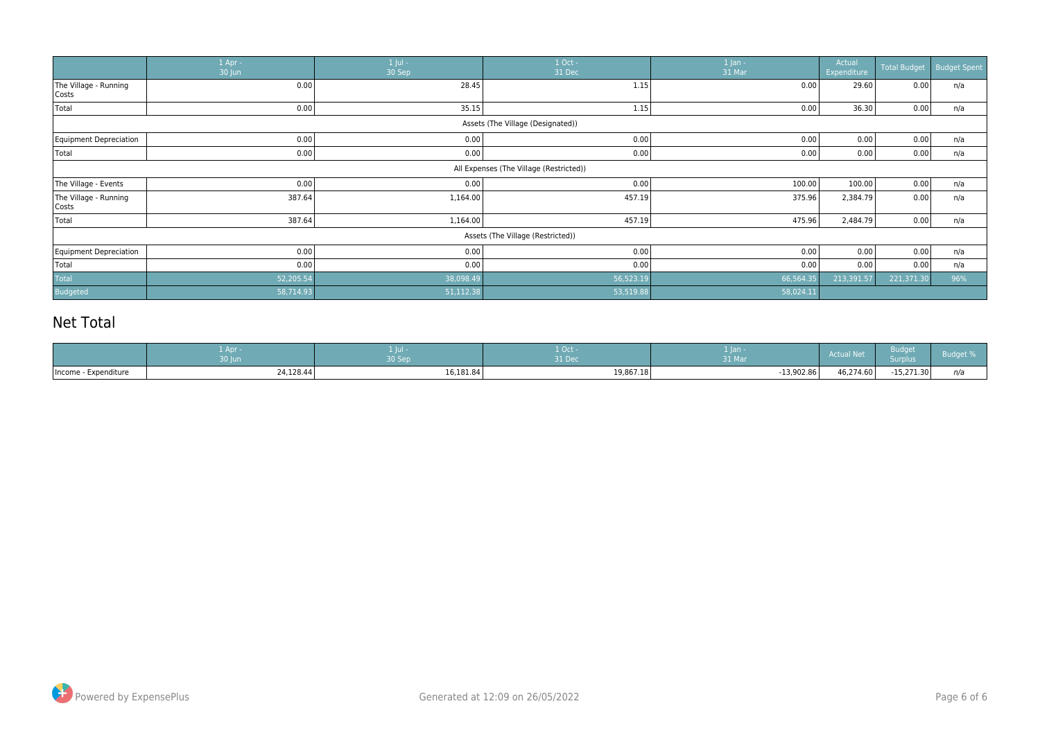| | 1 Apr - 30 Jun | 1 Jul - 30 Sep | 1 Oct - 31 Dec | 1 Jan - 31 Mar | Actual Expenditure | Total Budget | Budget Spent |
|---|---|---|---|---|---|---|---|
| The Village - Running Costs | 0.00 | 28.45 | 1.15 | 0.00 | 29.60 | 0.00 | n/a |
| Total | 0.00 | 35.15 | 1.15 | 0.00 | 36.30 | 0.00 | n/a |
| Assets (The Village (Designated)) | | | | | | | |
| Equipment Depreciation | 0.00 | 0.00 | 0.00 | 0.00 | 0.00 | 0.00 | n/a |
| Total | 0.00 | 0.00 | 0.00 | 0.00 | 0.00 | 0.00 | n/a |
| All Expenses (The Village (Restricted)) | | | | | | | |
| The Village - Events | 0.00 | 0.00 | 0.00 | 100.00 | 100.00 | 0.00 | n/a |
| The Village - Running Costs | 387.64 | 1,164.00 | 457.19 | 375.96 | 2,384.79 | 0.00 | n/a |
| Total | 387.64 | 1,164.00 | 457.19 | 475.96 | 2,484.79 | 0.00 | n/a |
| Assets (The Village (Restricted)) | | | | | | | |
| Equipment Depreciation | 0.00 | 0.00 | 0.00 | 0.00 | 0.00 | 0.00 | n/a |
| Total | 0.00 | 0.00 | 0.00 | 0.00 | 0.00 | 0.00 | n/a |
| Total | 52,205.54 | 38,098.49 | 56,523.19 | 66,564.35 | 213,391.57 | 221,371.30 | 96% |
| Budgeted | 58,714.93 | 51,112.38 | 53,519.88 | 58,024.11 | | | |

## Net Total

| | 1 Apr - 30 Jun | 1 Jul - 30 Sep | 1 Oct - 31 Dec | 1 Jan - 31 Mar | Actual Net | Budget Surplus | Budget % |
|---|---|---|---|---|---|---|---|
| Income - Expenditure | 24,128.44 | 16,181.84 | 19,867.18 | -13,902.86 | 46,274.60 | -15,271.30 | n/a |

Powered by ExpensePlus

Generated at 12:09 on 26/05/2022